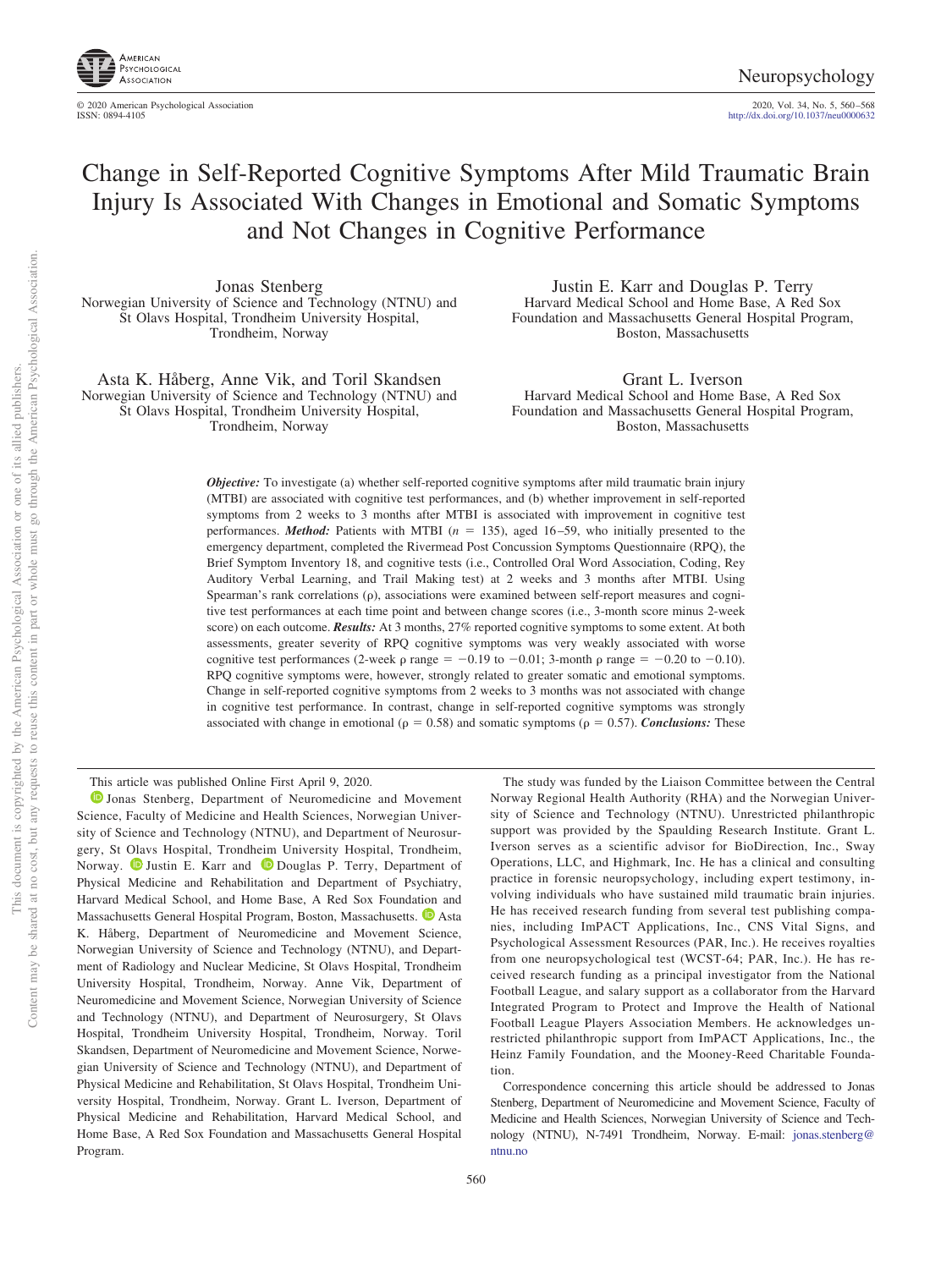# Change in Self-Reported Cognitive Symptoms After Mild Traumatic Brain Injury Is Associated With Changes in Emotional and Somatic Symptoms and Not Changes in Cognitive Performance

Jonas Stenberg
Norwegian University of Science and Technology (NTNU) and St Olavs Hospital, Trondheim University Hospital, Trondheim, Norway

Justin E. Karr and Douglas P. Terry
Harvard Medical School and Home Base, A Red Sox Foundation and Massachusetts General Hospital Program, Boston, Massachusetts

Asta K. Håberg, Anne Vik, and Toril Skandsen
Norwegian University of Science and Technology (NTNU) and St Olavs Hospital, Trondheim University Hospital, Trondheim, Norway

Grant L. Iverson
Harvard Medical School and Home Base, A Red Sox Foundation and Massachusetts General Hospital Program, Boston, Massachusetts

***Objective:*** To investigate (a) whether self-reported cognitive symptoms after mild traumatic brain injury (MTBI) are associated with cognitive test performances, and (b) whether improvement in self-reported symptoms from 2 weeks to 3 months after MTBI is associated with improvement in cognitive test performances. ***Method:*** Patients with MTBI ($n = 135$), aged 16–59, who initially presented to the emergency department, completed the Rivermead Post Concussion Symptoms Questionnaire (RPQ), the Brief Symptom Inventory 18, and cognitive tests (i.e., Controlled Oral Word Association, Coding, Rey Auditory Verbal Learning, and Trail Making test) at 2 weeks and 3 months after MTBI. Using Spearman's rank correlations (ρ), associations were examined between self-report measures and cognitive test performances at each time point and between change scores (i.e., 3-month score minus 2-week score) on each outcome. ***Results:*** At 3 months, 27% reported cognitive symptoms to some extent. At both assessments, greater severity of RPQ cognitive symptoms was very weakly associated with worse cognitive test performances (2-week ρ range = −0.19 to −0.01; 3-month ρ range = −0.20 to −0.10). RPQ cognitive symptoms were, however, strongly related to greater somatic and emotional symptoms. Change in self-reported cognitive symptoms from 2 weeks to 3 months was not associated with change in cognitive test performance. In contrast, change in self-reported cognitive symptoms was strongly associated with change in emotional (ρ = 0.58) and somatic symptoms (ρ = 0.57). ***Conclusions:*** These

This article was published Online First April 9, 2020.

Jonas Stenberg, Department of Neuromedicine and Movement Science, Faculty of Medicine and Health Sciences, Norwegian University of Science and Technology (NTNU), and Department of Neurosurgery, St Olavs Hospital, Trondheim University Hospital, Trondheim, Norway. Justin E. Karr and Douglas P. Terry, Department of Physical Medicine and Rehabilitation and Department of Psychiatry, Harvard Medical School, and Home Base, A Red Sox Foundation and Massachusetts General Hospital Program, Boston, Massachusetts. Asta K. Håberg, Department of Neuromedicine and Movement Science, Norwegian University of Science and Technology (NTNU), and Department of Radiology and Nuclear Medicine, St Olavs Hospital, Trondheim University Hospital, Trondheim, Norway. Anne Vik, Department of Neuromedicine and Movement Science, Norwegian University of Science and Technology (NTNU), and Department of Neurosurgery, St Olavs Hospital, Trondheim University Hospital, Trondheim, Norway. Toril Skandsen, Department of Neuromedicine and Movement Science, Norwegian University of Science and Technology (NTNU), and Department of Physical Medicine and Rehabilitation, St Olavs Hospital, Trondheim University Hospital, Trondheim, Norway. Grant L. Iverson, Department of Physical Medicine and Rehabilitation, Harvard Medical School, and Home Base, A Red Sox Foundation and Massachusetts General Hospital Program.

The study was funded by the Liaison Committee between the Central Norway Regional Health Authority (RHA) and the Norwegian University of Science and Technology (NTNU). Unrestricted philanthropic support was provided by the Spaulding Research Institute. Grant L. Iverson serves as a scientific advisor for BioDirection, Inc., Sway Operations, LLC, and Highmark, Inc. He has a clinical and consulting practice in forensic neuropsychology, including expert testimony, involving individuals who have sustained mild traumatic brain injuries. He has received research funding from several test publishing companies, including ImPACT Applications, Inc., CNS Vital Signs, and Psychological Assessment Resources (PAR, Inc.). He receives royalties from one neuropsychological test (WCST-64; PAR, Inc.). He has received research funding as a principal investigator from the National Football League, and salary support as a collaborator from the Harvard Integrated Program to Protect and Improve the Health of National Football League Players Association Members. He acknowledges unrestricted philanthropic support from ImPACT Applications, Inc., the Heinz Family Foundation, and the Mooney-Reed Charitable Foundation.

Correspondence concerning this article should be addressed to Jonas Stenberg, Department of Neuromedicine and Movement Science, Faculty of Medicine and Health Sciences, Norwegian University of Science and Technology (NTNU), N-7491 Trondheim, Norway. E-mail: jonas.stenberg@ntnu.no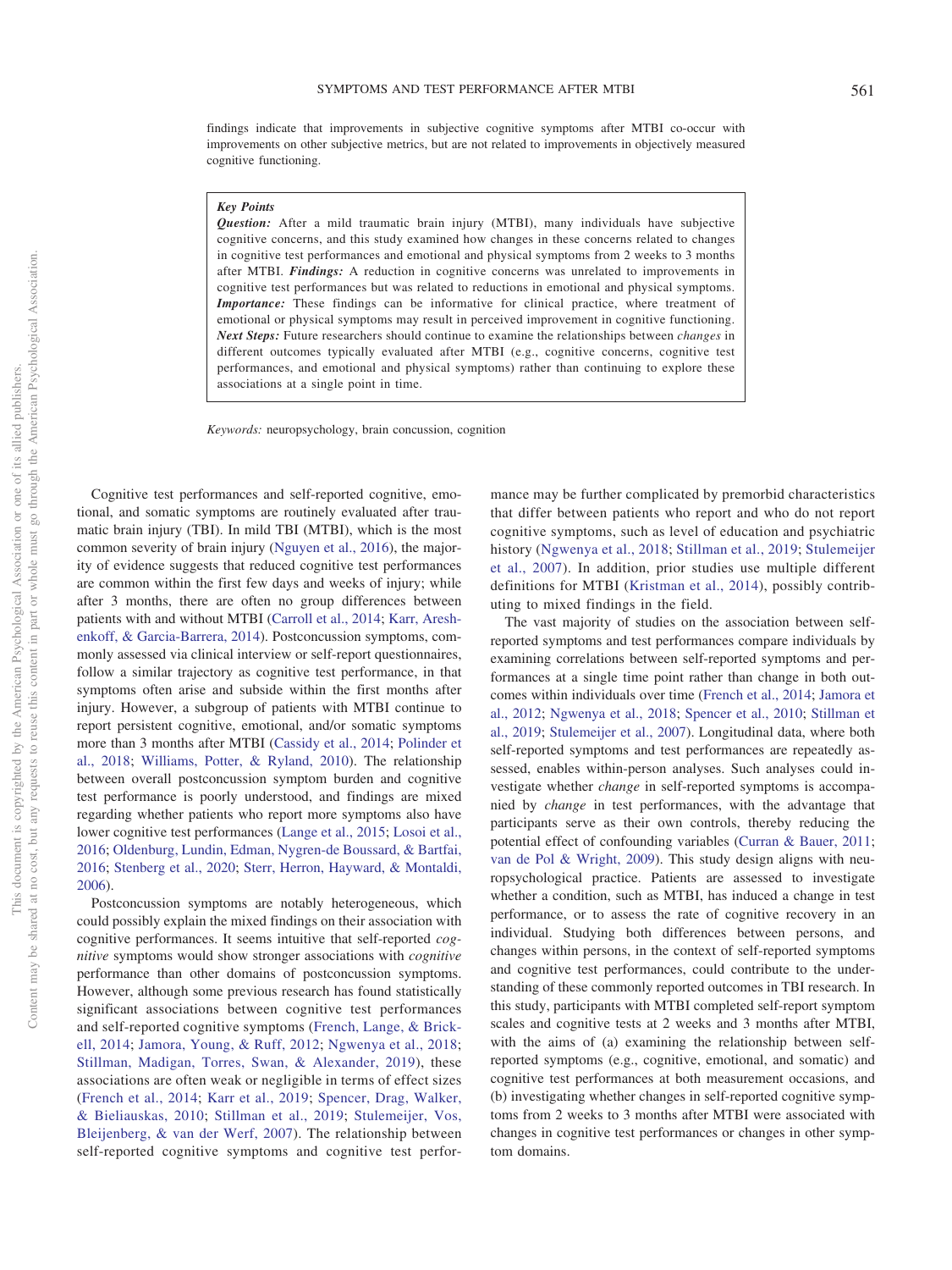findings indicate that improvements in subjective cognitive symptoms after MTBI co-occur with improvements on other subjective metrics, but are not related to improvements in objectively measured cognitive functioning.

> **Key Points**
>
> ***Question:*** After a mild traumatic brain injury (MTBI), many individuals have subjective cognitive concerns, and this study examined how changes in these concerns related to changes in cognitive test performances and emotional and physical symptoms from 2 weeks to 3 months after MTBI. ***Findings:*** A reduction in cognitive concerns was unrelated to improvements in cognitive test performances but was related to reductions in emotional and physical symptoms. ***Importance:*** These findings can be informative for clinical practice, where treatment of emotional or physical symptoms may result in perceived improvement in cognitive functioning. ***Next Steps:*** Future researchers should continue to examine the relationships between *changes* in different outcomes typically evaluated after MTBI (e.g., cognitive concerns, cognitive test performances, and emotional and physical symptoms) rather than continuing to explore these associations at a single point in time.

*Keywords:* neuropsychology, brain concussion, cognition

Cognitive test performances and self-reported cognitive, emotional, and somatic symptoms are routinely evaluated after traumatic brain injury (TBI). In mild TBI (MTBI), which is the most common severity of brain injury (Nguyen et al., 2016), the majority of evidence suggests that reduced cognitive test performances are common within the first few days and weeks of injury; while after 3 months, there are often no group differences between patients with and without MTBI (Carroll et al., 2014; Karr, Areshenkoff, & Garcia-Barrera, 2014). Postconcussion symptoms, commonly assessed via clinical interview or self-report questionnaires, follow a similar trajectory as cognitive test performance, in that symptoms often arise and subside within the first months after injury. However, a subgroup of patients with MTBI continue to report persistent cognitive, emotional, and/or somatic symptoms more than 3 months after MTBI (Cassidy et al., 2014; Polinder et al., 2018; Williams, Potter, & Ryland, 2010). The relationship between overall postconcussion symptom burden and cognitive test performance is poorly understood, and findings are mixed regarding whether patients who report more symptoms also have lower cognitive test performances (Lange et al., 2015; Losoi et al., 2016; Oldenburg, Lundin, Edman, Nygren-de Boussard, & Bartfai, 2016; Stenberg et al., 2020; Sterr, Herron, Hayward, & Montaldi, 2006).

Postconcussion symptoms are notably heterogeneous, which could possibly explain the mixed findings on their association with cognitive performances. It seems intuitive that self-reported *cognitive* symptoms would show stronger associations with *cognitive* performance than other domains of postconcussion symptoms. However, although some previous research has found statistically significant associations between cognitive test performances and self-reported cognitive symptoms (French, Lange, & Brickell, 2014; Jamora, Young, & Ruff, 2012; Ngwenya et al., 2018; Stillman, Madigan, Torres, Swan, & Alexander, 2019), these associations are often weak or negligible in terms of effect sizes (French et al., 2014; Karr et al., 2019; Spencer, Drag, Walker, & Bieliauskas, 2010; Stillman et al., 2019; Stulemeijer, Vos, Bleijenberg, & van der Werf, 2007). The relationship between self-reported cognitive symptoms and cognitive test performance may be further complicated by premorbid characteristics that differ between patients who report and who do not report cognitive symptoms, such as level of education and psychiatric history (Ngwenya et al., 2018; Stillman et al., 2019; Stulemeijer et al., 2007). In addition, prior studies use multiple different definitions for MTBI (Kristman et al., 2014), possibly contributing to mixed findings in the field.

The vast majority of studies on the association between self-reported symptoms and test performances compare individuals by examining correlations between self-reported symptoms and performances at a single time point rather than change in both outcomes within individuals over time (French et al., 2014; Jamora et al., 2012; Ngwenya et al., 2018; Spencer et al., 2010; Stillman et al., 2019; Stulemeijer et al., 2007). Longitudinal data, where both self-reported symptoms and test performances are repeatedly assessed, enables within-person analyses. Such analyses could investigate whether *change* in self-reported symptoms is accompanied by *change* in test performances, with the advantage that participants serve as their own controls, thereby reducing the potential effect of confounding variables (Curran & Bauer, 2011; van de Pol & Wright, 2009). This study design aligns with neuropsychological practice. Patients are assessed to investigate whether a condition, such as MTBI, has induced a change in test performance, or to assess the rate of cognitive recovery in an individual. Studying both differences between persons, and changes within persons, in the context of self-reported symptoms and cognitive test performances, could contribute to the understanding of these commonly reported outcomes in TBI research. In this study, participants with MTBI completed self-report symptom scales and cognitive tests at 2 weeks and 3 months after MTBI, with the aims of (a) examining the relationship between self-reported symptoms (e.g., cognitive, emotional, and somatic) and cognitive test performances at both measurement occasions, and (b) investigating whether changes in self-reported cognitive symptoms from 2 weeks to 3 months after MTBI were associated with changes in cognitive test performances or changes in other symptom domains.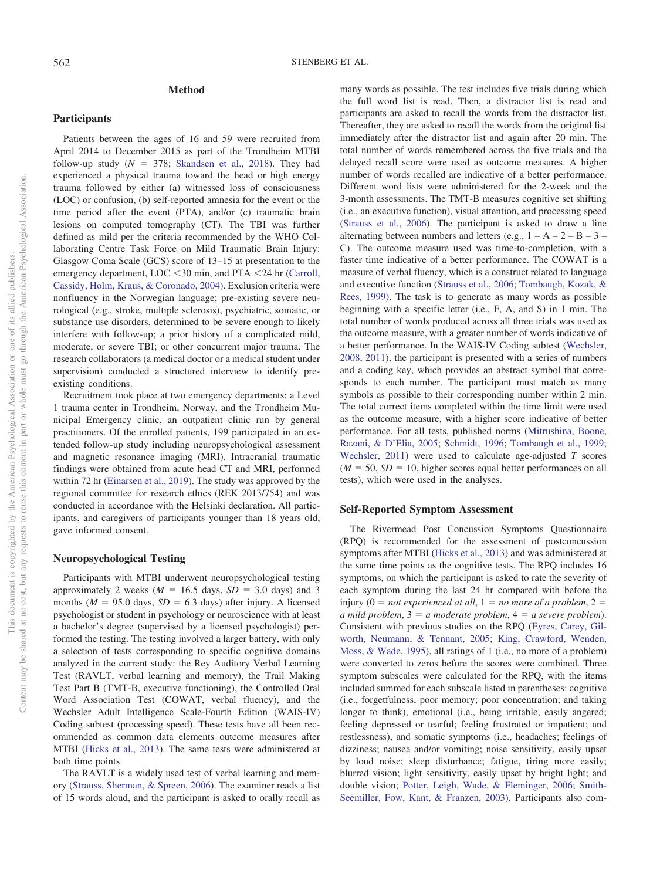## Method

### Participants

Patients between the ages of 16 and 59 were recruited from April 2014 to December 2015 as part of the Trondheim MTBI follow-up study ($N$ = 378; Skandsen et al., 2018). They had experienced a physical trauma toward the head or high energy trauma followed by either (a) witnessed loss of consciousness (LOC) or confusion, (b) self-reported amnesia for the event or the time period after the event (PTA), and/or (c) traumatic brain lesions on computed tomography (CT). The TBI was further defined as mild per the criteria recommended by the WHO Collaborating Centre Task Force on Mild Traumatic Brain Injury: Glasgow Coma Scale (GCS) score of 13–15 at presentation to the emergency department, LOC <30 min, and PTA <24 hr (Carroll, Cassidy, Holm, Kraus, & Coronado, 2004). Exclusion criteria were nonfluency in the Norwegian language; pre-existing severe neurological (e.g., stroke, multiple sclerosis), psychiatric, somatic, or substance use disorders, determined to be severe enough to likely interfere with follow-up; a prior history of a complicated mild, moderate, or severe TBI; or other concurrent major trauma. The research collaborators (a medical doctor or a medical student under supervision) conducted a structured interview to identify pre-existing conditions.

Recruitment took place at two emergency departments: a Level 1 trauma center in Trondheim, Norway, and the Trondheim Municipal Emergency clinic, an outpatient clinic run by general practitioners. Of the enrolled patients, 199 participated in an extended follow-up study including neuropsychological assessment and magnetic resonance imaging (MRI). Intracranial traumatic findings were obtained from acute head CT and MRI, performed within 72 hr (Einarsen et al., 2019). The study was approved by the regional committee for research ethics (REK 2013/754) and was conducted in accordance with the Helsinki declaration. All participants, and caregivers of participants younger than 18 years old, gave informed consent.

### Neuropsychological Testing

Participants with MTBI underwent neuropsychological testing approximately 2 weeks ($M$ = 16.5 days, $SD$ = 3.0 days) and 3 months ($M$ = 95.0 days, $SD$ = 6.3 days) after injury. A licensed psychologist or student in psychology or neuroscience with at least a bachelor's degree (supervised by a licensed psychologist) performed the testing. The testing involved a larger battery, with only a selection of tests corresponding to specific cognitive domains analyzed in the current study: the Rey Auditory Verbal Learning Test (RAVLT, verbal learning and memory), the Trail Making Test Part B (TMT-B, executive functioning), the Controlled Oral Word Association Test (COWAT, verbal fluency), and the Wechsler Adult Intelligence Scale-Fourth Edition (WAIS-IV) Coding subtest (processing speed). These tests have all been recommended as common data elements outcome measures after MTBI (Hicks et al., 2013). The same tests were administered at both time points.

The RAVLT is a widely used test of verbal learning and memory (Strauss, Sherman, & Spreen, 2006). The examiner reads a list of 15 words aloud, and the participant is asked to orally recall as many words as possible. The test includes five trials during which the full word list is read. Then, a distractor list is read and participants are asked to recall the words from the distractor list. Thereafter, they are asked to recall the words from the original list immediately after the distractor list and again after 20 min. The total number of words remembered across the five trials and the delayed recall score were used as outcome measures. A higher number of words recalled are indicative of a better performance. Different word lists were administered for the 2-week and the 3-month assessments. The TMT-B measures cognitive set shifting (i.e., an executive function), visual attention, and processing speed (Strauss et al., 2006). The participant is asked to draw a line alternating between numbers and letters (e.g., 1 – A – 2 – B – 3 – C). The outcome measure used was time-to-completion, with a faster time indicative of a better performance. The COWAT is a measure of verbal fluency, which is a construct related to language and executive function (Strauss et al., 2006; Tombaugh, Kozak, & Rees, 1999). The task is to generate as many words as possible beginning with a specific letter (i.e., F, A, and S) in 1 min. The total number of words produced across all three trials was used as the outcome measure, with a greater number of words indicative of a better performance. In the WAIS-IV Coding subtest (Wechsler, 2008, 2011), the participant is presented with a series of numbers and a coding key, which provides an abstract symbol that corresponds to each number. The participant must match as many symbols as possible to their corresponding number within 2 min. The total correct items completed within the time limit were used as the outcome measure, with a higher score indicative of better performance. For all tests, published norms (Mitrushina, Boone, Razani, & D'Elia, 2005; Schmidt, 1996; Tombaugh et al., 1999; Wechsler, 2011) were used to calculate age-adjusted $T$ scores ($M$ = 50, $SD$ = 10, higher scores equal better performances on all tests), which were used in the analyses.

### Self-Reported Symptom Assessment

The Rivermead Post Concussion Symptoms Questionnaire (RPQ) is recommended for the assessment of postconcussion symptoms after MTBI (Hicks et al., 2013) and was administered at the same time points as the cognitive tests. The RPQ includes 16 symptoms, on which the participant is asked to rate the severity of each symptom during the last 24 hr compared with before the injury (0 = *not experienced at all*, 1 = *no more of a problem*, 2 = *a mild problem*, 3 = *a moderate problem*, 4 = *a severe problem*). Consistent with previous studies on the RPQ (Eyres, Carey, Gilworth, Neumann, & Tennant, 2005; King, Crawford, Wenden, Moss, & Wade, 1995), all ratings of 1 (i.e., no more of a problem) were converted to zeros before the scores were combined. Three symptom subscales were calculated for the RPQ, with the items included summed for each subscale listed in parentheses: cognitive (i.e., forgetfulness, poor memory; poor concentration; and taking longer to think), emotional (i.e., being irritable, easily angered; feeling depressed or tearful; feeling frustrated or impatient; and restlessness), and somatic symptoms (i.e., headaches; feelings of dizziness; nausea and/or vomiting; noise sensitivity, easily upset by loud noise; sleep disturbance; fatigue, tiring more easily; blurred vision; light sensitivity, easily upset by bright light; and double vision; Potter, Leigh, Wade, & Fleminger, 2006; Smith-Seemiller, Fow, Kant, & Franzen, 2003). Participants also com-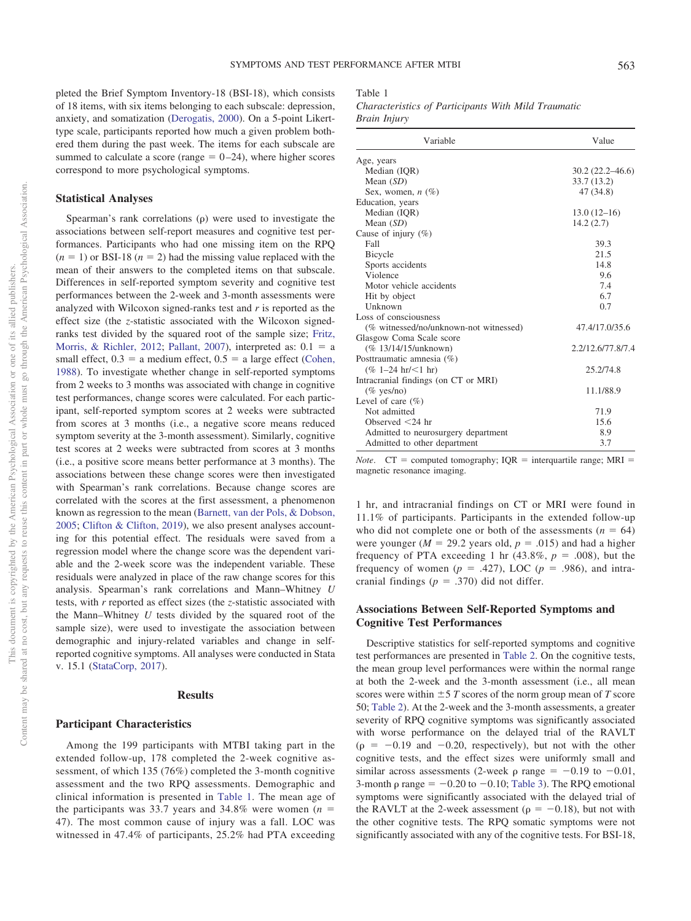pleted the Brief Symptom Inventory-18 (BSI-18), which consists of 18 items, with six items belonging to each subscale: depression, anxiety, and somatization (Derogatis, 2000). On a 5-point Likert-type scale, participants reported how much a given problem bothered them during the past week. The items for each subscale are summed to calculate a score (range = 0–24), where higher scores correspond to more psychological symptoms.

### Statistical Analyses

Spearman's rank correlations (ρ) were used to investigate the associations between self-report measures and cognitive test performances. Participants who had one missing item on the RPQ ($n$ = 1) or BSI-18 ($n$ = 2) had the missing value replaced with the mean of their answers to the completed items on that subscale. Differences in self-reported symptom severity and cognitive test performances between the 2-week and 3-month assessments were analyzed with Wilcoxon signed-ranks test and $r$ is reported as the effect size (the $z$-statistic associated with the Wilcoxon signed-ranks test divided by the squared root of the sample size; Fritz, Morris, & Richler, 2012; Pallant, 2007), interpreted as: 0.1 = a small effect, 0.3 = a medium effect, 0.5 = a large effect (Cohen, 1988). To investigate whether change in self-reported symptoms from 2 weeks to 3 months was associated with change in cognitive test performances, change scores were calculated. For each participant, self-reported symptom scores at 2 weeks were subtracted from scores at 3 months (i.e., a negative score means reduced symptom severity at the 3-month assessment). Similarly, cognitive test scores at 2 weeks were subtracted from scores at 3 months (i.e., a positive score means better performance at 3 months). The associations between these change scores were then investigated with Spearman's rank correlations. Because change scores are correlated with the scores at the first assessment, a phenomenon known as regression to the mean (Barnett, van der Pols, & Dobson, 2005; Clifton & Clifton, 2019), we also present analyses accounting for this potential effect. The residuals were saved from a regression model where the change score was the dependent variable and the 2-week score was the independent variable. These residuals were analyzed in place of the raw change scores for this analysis. Spearman's rank correlations and Mann–Whitney $U$ tests, with $r$ reported as effect sizes (the $z$-statistic associated with the Mann–Whitney $U$ tests divided by the squared root of the sample size), were used to investigate the association between demographic and injury-related variables and change in self-reported cognitive symptoms. All analyses were conducted in Stata v. 15.1 (StataCorp, 2017).

## Results

### Participant Characteristics

Among the 199 participants with MTBI taking part in the extended follow-up, 178 completed the 2-week cognitive assessment, of which 135 (76%) completed the 3-month cognitive assessment and the two RPQ assessments. Demographic and clinical information is presented in Table 1. The mean age of the participants was 33.7 years and 34.8% were women ($n$ = 47). The most common cause of injury was a fall. LOC was witnessed in 47.4% of participants, 25.2% had PTA exceeding 1 hr, and intracranial findings on CT or MRI were found in 11.1% of participants. Participants in the extended follow-up who did not complete one or both of the assessments ($n$ = 64) were younger ($M$ = 29.2 years old, $p$ = .015) and had a higher frequency of PTA exceeding 1 hr (43.8%, $p$ = .008), but the frequency of women ($p$ = .427), LOC ($p$ = .986), and intracranial findings ($p$ = .370) did not differ.

Table 1
*Characteristics of Participants With Mild Traumatic Brain Injury*

| Variable | Value |
|---|---|
| Age, years | |
| Median (IQR) | 30.2 (22.2–46.6) |
| Mean (*SD*) | 33.7 (13.2) |
| Sex, women, *n* (%) | 47 (34.8) |
| Education, years | |
| Median (IQR) | 13.0 (12–16) |
| Mean (*SD*) | 14.2 (2.7) |
| Cause of injury (%) | |
| Fall | 39.3 |
| Bicycle | 21.5 |
| Sports accidents | 14.8 |
| Violence | 9.6 |
| Motor vehicle accidents | 7.4 |
| Hit by object | 6.7 |
| Unknown | 0.7 |
| Loss of consciousness | |
| (% witnessed/no/unknown-not witnessed) | 47.4/17.0/35.6 |
| Glasgow Coma Scale score | |
| (% 13/14/15/unknown) | 2.2/12.6/77.8/7.4 |
| Posttraumatic amnesia (%) | |
| (% 1–24 hr/<1 hr) | 25.2/74.8 |
| Intracranial findings (on CT or MRI) | |
| (% yes/no) | 11.1/88.9 |
| Level of care (%) | |
| Not admitted | 71.9 |
| Observed <24 hr | 15.6 |
| Admitted to neurosurgery department | 8.9 |
| Admitted to other department | 3.7 |

*Note*. CT = computed tomography; IQR = interquartile range; MRI = magnetic resonance imaging.

### Associations Between Self-Reported Symptoms and Cognitive Test Performances

Descriptive statistics for self-reported symptoms and cognitive test performances are presented in Table 2. On the cognitive tests, the mean group level performances were within the normal range at both the 2-week and the 3-month assessment (i.e., all mean scores were within ±5 $T$ scores of the norm group mean of $T$ score 50; Table 2). At the 2-week and the 3-month assessments, a greater severity of RPQ cognitive symptoms was significantly associated with worse performance on the delayed trial of the RAVLT (ρ = −0.19 and −0.20, respectively), but not with the other cognitive tests, and the effect sizes were uniformly small and similar across assessments (2-week ρ range = −0.19 to −0.01, 3-month ρ range = −0.20 to −0.10; Table 3). The RPQ emotional symptoms were significantly associated with the delayed trial of the RAVLT at the 2-week assessment (ρ = −0.18), but not with the other cognitive tests. The RPQ somatic symptoms were not significantly associated with any of the cognitive tests. For BSI-18,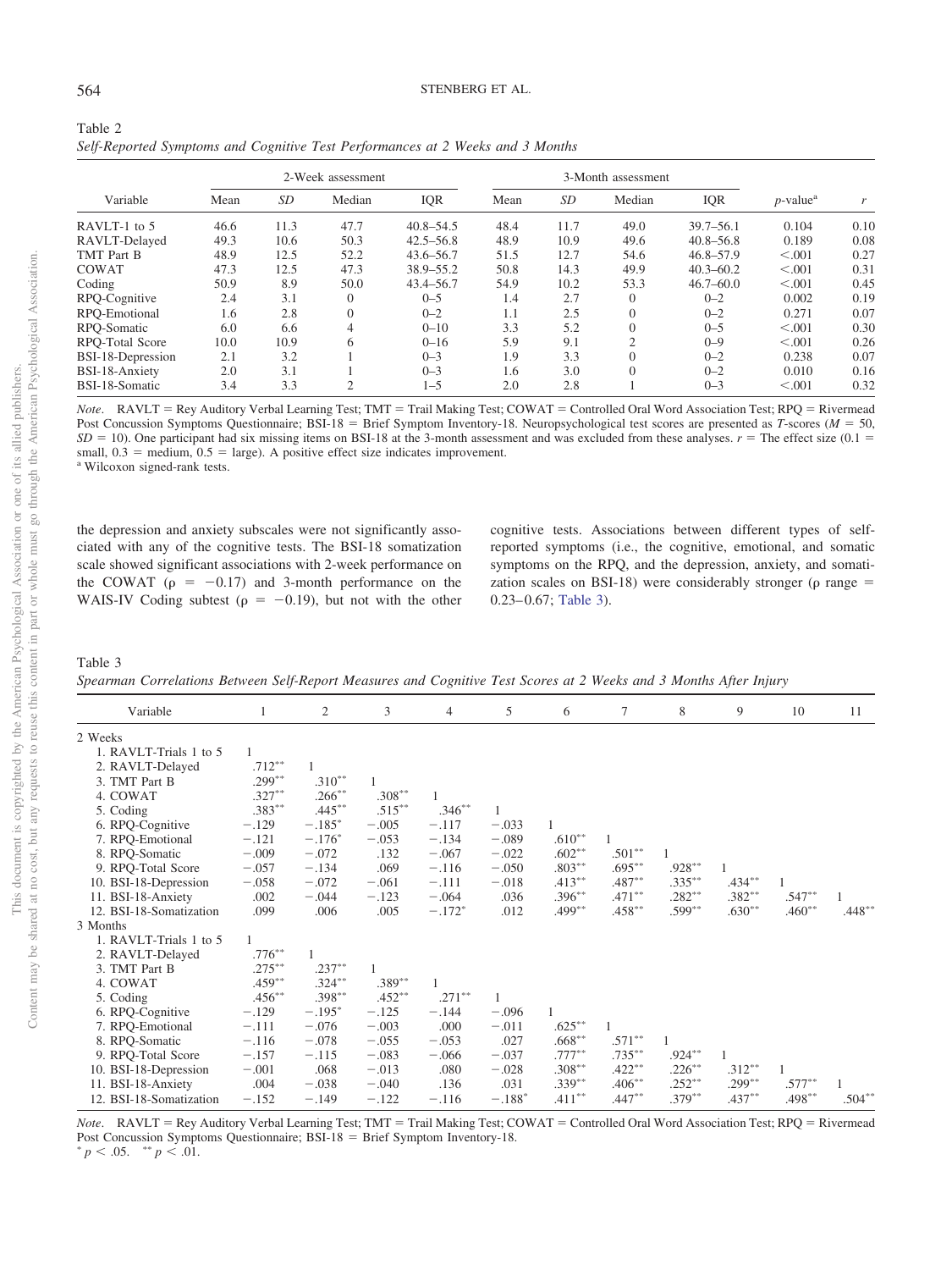Table 2

*Self-Reported Symptoms and Cognitive Test Performances at 2 Weeks and 3 Months*

| Variable | 2-Week assessment | | | | 3-Month assessment | | | | | |
|---|---|---|---|---|---|---|---|---|---|---|
| | Mean | *SD* | Median | IQR | Mean | *SD* | Median | IQR | *p*-value[a] | *r* |
| RAVLT-1 to 5 | 46.6 | 11.3 | 47.7 | 40.8–54.5 | 48.4 | 11.7 | 49.0 | 39.7–56.1 | 0.104 | 0.10 |
| RAVLT-Delayed | 49.3 | 10.6 | 50.3 | 42.5–56.8 | 48.9 | 10.9 | 49.6 | 40.8–56.8 | 0.189 | 0.08 |
| TMT Part B | 48.9 | 12.5 | 52.2 | 43.6–56.7 | 51.5 | 12.7 | 54.6 | 46.8–57.9 | <.001 | 0.27 |
| COWAT | 47.3 | 12.5 | 47.3 | 38.9–55.2 | 50.8 | 14.3 | 49.9 | 40.3–60.2 | <.001 | 0.31 |
| Coding | 50.9 | 8.9 | 50.0 | 43.4–56.7 | 54.9 | 10.2 | 53.3 | 46.7–60.0 | <.001 | 0.45 |
| RPQ-Cognitive | 2.4 | 3.1 | 0 | 0–5 | 1.4 | 2.7 | 0 | 0–2 | 0.002 | 0.19 |
| RPQ-Emotional | 1.6 | 2.8 | 0 | 0–2 | 1.1 | 2.5 | 0 | 0–2 | 0.271 | 0.07 |
| RPQ-Somatic | 6.0 | 6.6 | 4 | 0–10 | 3.3 | 5.2 | 0 | 0–5 | <.001 | 0.30 |
| RPQ-Total Score | 10.0 | 10.9 | 6 | 0–16 | 5.9 | 9.1 | 2 | 0–9 | <.001 | 0.26 |
| BSI-18-Depression | 2.1 | 3.2 | 1 | 0–3 | 1.9 | 3.3 | 0 | 0–2 | 0.238 | 0.07 |
| BSI-18-Anxiety | 2.0 | 3.1 | 1 | 0–3 | 1.6 | 3.0 | 0 | 0–2 | 0.010 | 0.16 |
| BSI-18-Somatic | 3.4 | 3.3 | 2 | 1–5 | 2.0 | 2.8 | 1 | 0–3 | <.001 | 0.32 |

*Note*. RAVLT = Rey Auditory Verbal Learning Test; TMT = Trail Making Test; COWAT = Controlled Oral Word Association Test; RPQ = Rivermead Post Concussion Symptoms Questionnaire; BSI-18 = Brief Symptom Inventory-18. Neuropsychological test scores are presented as *T*-scores ($M = 50$, $SD = 10$). One participant had six missing items on BSI-18 at the 3-month assessment and was excluded from these analyses. $r$ = The effect size (0.1 = small, 0.3 = medium, 0.5 = large). A positive effect size indicates improvement.
[a] Wilcoxon signed-rank tests.

the depression and anxiety subscales were not significantly associated with any of the cognitive tests. The BSI-18 somatization scale showed significant associations with 2-week performance on the COWAT ($\rho = -0.17$) and 3-month performance on the WAIS-IV Coding subtest ($\rho = -0.19$), but not with the other cognitive tests. Associations between different types of self-reported symptoms (i.e., the cognitive, emotional, and somatic symptoms on the RPQ, and the depression, anxiety, and somatization scales on BSI-18) were considerably stronger ($\rho$ range = 0.23–0.67; Table 3).

Table 3

*Spearman Correlations Between Self-Report Measures and Cognitive Test Scores at 2 Weeks and 3 Months After Injury*

| Variable | 1 | 2 | 3 | 4 | 5 | 6 | 7 | 8 | 9 | 10 | 11 |
|---|---|---|---|---|---|---|---|---|---|---|---|
| 2 Weeks | | | | | | | | | | | |
| 1. RAVLT-Trials 1 to 5 | 1 | | | | | | | | | | |
| 2. RAVLT-Delayed | .712** | 1 | | | | | | | | | |
| 3. TMT Part B | .299** | .310** | 1 | | | | | | | | |
| 4. COWAT | .327** | .266** | .308** | 1 | | | | | | | |
| 5. Coding | .383** | .445** | .515** | .346** | 1 | | | | | | |
| 6. RPQ-Cognitive | −.129 | −.185* | −.005 | −.117 | −.033 | 1 | | | | | |
| 7. RPQ-Emotional | −.121 | −.176* | −.053 | −.134 | −.089 | .610** | 1 | | | | |
| 8. RPQ-Somatic | −.009 | −.072 | .132 | −.067 | −.022 | .602** | .501** | 1 | | | |
| 9. RPQ-Total Score | −.057 | −.134 | .069 | −.116 | −.050 | .803** | .695** | .928** | 1 | | |
| 10. BSI-18-Depression | −.058 | −.072 | −.061 | −.111 | −.018 | .413** | .487** | .335** | .434** | 1 | |
| 11. BSI-18-Anxiety | .002 | −.044 | −.123 | −.064 | .036 | .396** | .471** | .282** | .382** | .547** | 1 |
| 12. BSI-18-Somatization | .099 | .006 | .005 | −.172* | .012 | .499** | .458** | .599** | .630** | .460** | .448** |
| 3 Months | | | | | | | | | | | |
| 1. RAVLT-Trials 1 to 5 | 1 | | | | | | | | | | |
| 2. RAVLT-Delayed | .776** | 1 | | | | | | | | | |
| 3. TMT Part B | .275** | .237** | 1 | | | | | | | | |
| 4. COWAT | .459** | .324** | .389** | 1 | | | | | | | |
| 5. Coding | .456** | .398** | .452** | .271** | 1 | | | | | | |
| 6. RPQ-Cognitive | −.129 | −.195* | −.125 | −.144 | −.096 | 1 | | | | | |
| 7. RPQ-Emotional | −.111 | −.076 | −.003 | .000 | −.011 | .625** | 1 | | | | |
| 8. RPQ-Somatic | −.116 | −.078 | −.055 | −.053 | .027 | .668** | .571** | 1 | | | |
| 9. RPQ-Total Score | −.157 | −.115 | −.083 | −.066 | −.037 | .777** | .735** | .924** | 1 | | |
| 10. BSI-18-Depression | −.001 | .068 | −.013 | .080 | −.028 | .308** | .422** | .226** | .312** | 1 | |
| 11. BSI-18-Anxiety | .004 | −.038 | −.040 | .136 | .031 | .339** | .406** | .252** | .299** | .577** | 1 |
| 12. BSI-18-Somatization | −.152 | −.149 | −.122 | −.116 | −.188* | .411** | .447** | .379** | .437** | .498** | .504** |

*Note*. RAVLT = Rey Auditory Verbal Learning Test; TMT = Trail Making Test; COWAT = Controlled Oral Word Association Test; RPQ = Rivermead Post Concussion Symptoms Questionnaire; BSI-18 = Brief Symptom Inventory-18.
* $p < .05$. ** $p < .01$.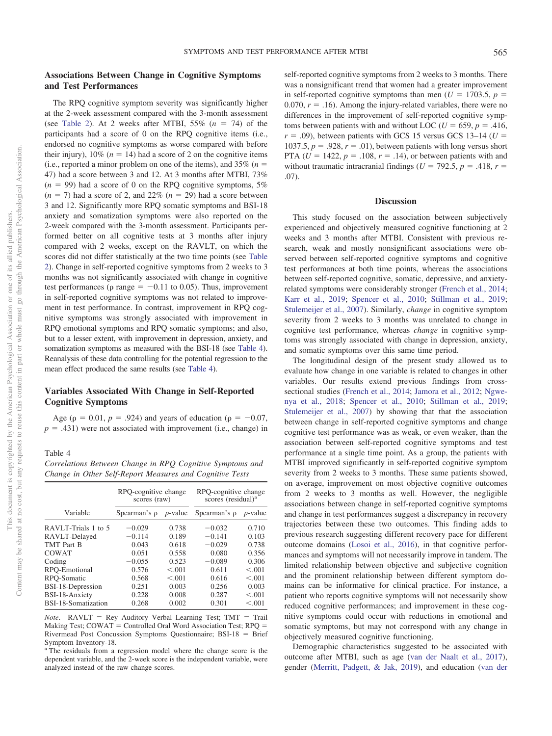## Associations Between Change in Cognitive Symptoms and Test Performances

The RPQ cognitive symptom severity was significantly higher at the 2-week assessment compared with the 3-month assessment (see Table 2). At 2 weeks after MTBI, 55% ($n$ = 74) of the participants had a score of 0 on the RPQ cognitive items (i.e., endorsed no cognitive symptoms as worse compared with before their injury), 10% ($n$ = 14) had a score of 2 on the cognitive items (i.e., reported a minor problem on one of the items), and 35% ($n$ = 47) had a score between 3 and 12. At 3 months after MTBI, 73% ($n$ = 99) had a score of 0 on the RPQ cognitive symptoms, 5% ($n$ = 7) had a score of 2, and 22% ($n$ = 29) had a score between 3 and 12. Significantly more RPQ somatic symptoms and BSI-18 anxiety and somatization symptoms were also reported on the 2-week compared with the 3-month assessment. Participants performed better on all cognitive tests at 3 months after injury compared with 2 weeks, except on the RAVLT, on which the scores did not differ statistically at the two time points (see Table 2). Change in self-reported cognitive symptoms from 2 weeks to 3 months was not significantly associated with change in cognitive test performances (ρ range = −0.11 to 0.05). Thus, improvement in self-reported cognitive symptoms was not related to improvement in test performance. In contrast, improvement in RPQ cognitive symptoms was strongly associated with improvement in RPQ emotional symptoms and RPQ somatic symptoms; and also, but to a lesser extent, with improvement in depression, anxiety, and somatization symptoms as measured with the BSI-18 (see Table 4). Reanalysis of these data controlling for the potential regression to the mean effect produced the same results (see Table 4).

## Variables Associated With Change in Self-Reported Cognitive Symptoms

Age (ρ = 0.01, $p$ = .924) and years of education (ρ = −0.07, $p$ = .431) were not associated with improvement (i.e., change) in self-reported cognitive symptoms from 2 weeks to 3 months. There was a nonsignificant trend that women had a greater improvement in self-reported cognitive symptoms than men ($U$ = 1703.5, $p$ = 0.070, $r$ = .16). Among the injury-related variables, there were no differences in the improvement of self-reported cognitive symptoms between patients with and without LOC ($U$ = 659, $p$ = .416, $r$ = .09), between patients with GCS 15 versus GCS 13–14 ($U$ = 1037.5, $p$ = .928, $r$ = .01), between patients with long versus short PTA ($U$ = 1422, $p$ = .108, $r$ = .14), or between patients with and without traumatic intracranial findings ($U$ = 792.5, $p$ = .418, $r$ = .07).

Table 4
*Correlations Between Change in RPQ Cognitive Symptoms and Change in Other Self-Report Measures and Cognitive Tests*

| Variable | RPQ-cognitive change scores (raw) | | RPQ-cognitive change scores (residual)[a] | |
|---|---|---|---|---|
| | Spearman's ρ | $p$-value | Spearman's ρ | $p$-value |
| RAVLT-Trials 1 to 5 | −0.029 | 0.738 | −0.032 | 0.710 |
| RAVLT-Delayed | −0.114 | 0.189 | −0.141 | 0.103 |
| TMT Part B | 0.043 | 0.618 | −0.029 | 0.738 |
| COWAT | 0.051 | 0.558 | 0.080 | 0.356 |
| Coding | −0.055 | 0.523 | −0.089 | 0.306 |
| RPQ-Emotional | 0.576 | <.001 | 0.611 | <.001 |
| RPQ-Somatic | 0.568 | <.001 | 0.616 | <.001 |
| BSI-18-Depression | 0.251 | 0.003 | 0.256 | 0.003 |
| BSI-18-Anxiety | 0.228 | 0.008 | 0.287 | <.001 |
| BSI-18-Somatization | 0.268 | 0.002 | 0.301 | <.001 |

*Note*. RAVLT = Rey Auditory Verbal Learning Test; TMT = Trail Making Test; COWAT = Controlled Oral Word Association Test; RPQ = Rivermead Post Concussion Symptoms Questionnaire; BSI-18 = Brief Symptom Inventory-18.
[a] The residuals from a regression model where the change score is the dependent variable, and the 2-week score is the independent variable, were analyzed instead of the raw change scores.

## Discussion

This study focused on the association between subjectively experienced and objectively measured cognitive functioning at 2 weeks and 3 months after MTBI. Consistent with previous research, weak and mostly nonsignificant associations were observed between self-reported cognitive symptoms and cognitive test performances at both time points, whereas the associations between self-reported cognitive, somatic, depressive, and anxiety-related symptoms were considerably stronger (French et al., 2014; Karr et al., 2019; Spencer et al., 2010; Stillman et al., 2019; Stulemeijer et al., 2007). Similarly, *change* in cognitive symptom severity from 2 weeks to 3 months was unrelated to change in cognitive test performance, whereas *change* in cognitive symptoms was strongly associated with change in depression, anxiety, and somatic symptoms over this same time period.

The longitudinal design of the present study allowed us to evaluate how change in one variable is related to changes in other variables. Our results extend previous findings from cross-sectional studies (French et al., 2014; Jamora et al., 2012; Ngwenya et al., 2018; Spencer et al., 2010; Stillman et al., 2019; Stulemeijer et al., 2007) by showing that that the association between change in self-reported cognitive symptoms and change cognitive test performance was as weak, or even weaker, than the association between self-reported cognitive symptoms and test performance at a single time point. As a group, the patients with MTBI improved significantly in self-reported cognitive symptom severity from 2 weeks to 3 months. These same patients showed, on average, improvement on most objective cognitive outcomes from 2 weeks to 3 months as well. However, the negligible associations between change in self-reported cognitive symptoms and change in test performances suggest a discrepancy in recovery trajectories between these two outcomes. This finding adds to previous research suggesting different recovery pace for different outcome domains (Losoi et al., 2016), in that cognitive performances and symptoms will not necessarily improve in tandem. The limited relationship between objective and subjective cognition and the prominent relationship between different symptom domains can be informative for clinical practice. For instance, a patient who reports cognitive symptoms will not necessarily show reduced cognitive performances; and improvement in these cognitive symptoms could occur with reductions in emotional and somatic symptoms, but may not correspond with any change in objectively measured cognitive functioning.

Demographic characteristics suggested to be associated with outcome after MTBI, such as age (van der Naalt et al., 2017), gender (Merritt, Padgett, & Jak, 2019), and education (van der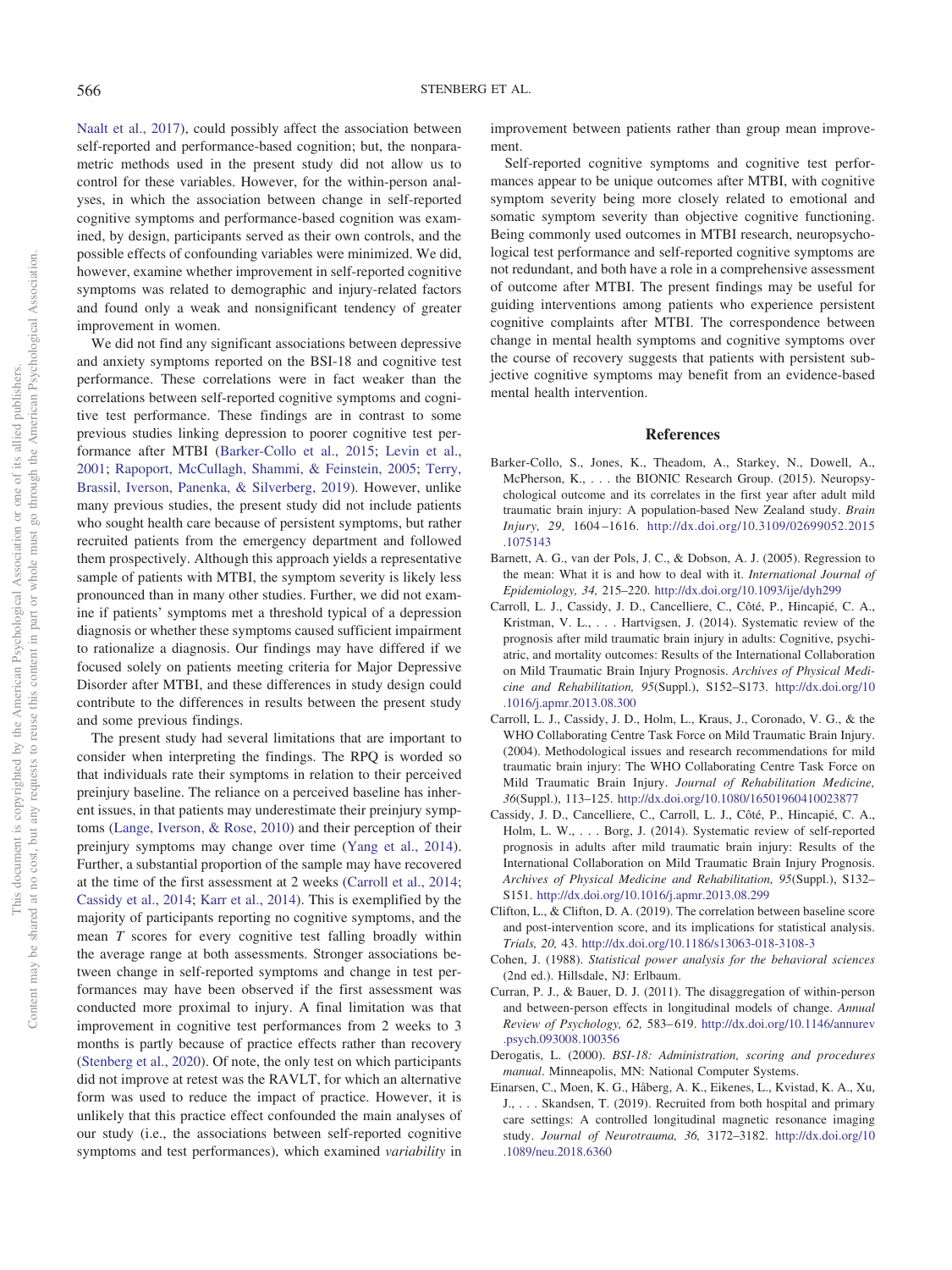Naalt et al., 2017), could possibly affect the association between self-reported and performance-based cognition; but, the nonparametric methods used in the present study did not allow us to control for these variables. However, for the within-person analyses, in which the association between change in self-reported cognitive symptoms and performance-based cognition was examined, by design, participants served as their own controls, and the possible effects of confounding variables were minimized. We did, however, examine whether improvement in self-reported cognitive symptoms was related to demographic and injury-related factors and found only a weak and nonsignificant tendency of greater improvement in women.

We did not find any significant associations between depressive and anxiety symptoms reported on the BSI-18 and cognitive test performance. These correlations were in fact weaker than the correlations between self-reported cognitive symptoms and cognitive test performance. These findings are in contrast to some previous studies linking depression to poorer cognitive test performance after MTBI (Barker-Collo et al., 2015; Levin et al., 2001; Rapoport, McCullagh, Shammi, & Feinstein, 2005; Terry, Brassil, Iverson, Panenka, & Silverberg, 2019). However, unlike many previous studies, the present study did not include patients who sought health care because of persistent symptoms, but rather recruited patients from the emergency department and followed them prospectively. Although this approach yields a representative sample of patients with MTBI, the symptom severity is likely less pronounced than in many other studies. Further, we did not examine if patients' symptoms met a threshold typical of a depression diagnosis or whether these symptoms caused sufficient impairment to rationalize a diagnosis. Our findings may have differed if we focused solely on patients meeting criteria for Major Depressive Disorder after MTBI, and these differences in study design could contribute to the differences in results between the present study and some previous findings.

The present study had several limitations that are important to consider when interpreting the findings. The RPQ is worded so that individuals rate their symptoms in relation to their perceived preinjury baseline. The reliance on a perceived baseline has inherent issues, in that patients may underestimate their preinjury symptoms (Lange, Iverson, & Rose, 2010) and their perception of their preinjury symptoms may change over time (Yang et al., 2014). Further, a substantial proportion of the sample may have recovered at the time of the first assessment at 2 weeks (Carroll et al., 2014; Cassidy et al., 2014; Karr et al., 2014). This is exemplified by the majority of participants reporting no cognitive symptoms, and the mean *T* scores for every cognitive test falling broadly within the average range at both assessments. Stronger associations between change in self-reported symptoms and change in test performances may have been observed if the first assessment was conducted more proximal to injury. A final limitation was that improvement in cognitive test performances from 2 weeks to 3 months is partly because of practice effects rather than recovery (Stenberg et al., 2020). Of note, the only test on which participants did not improve at retest was the RAVLT, for which an alternative form was used to reduce the impact of practice. However, it is unlikely that this practice effect confounded the main analyses of our study (i.e., the associations between self-reported cognitive symptoms and test performances), which examined *variability* in improvement between patients rather than group mean improvement.

Self-reported cognitive symptoms and cognitive test performances appear to be unique outcomes after MTBI, with cognitive symptom severity being more closely related to emotional and somatic symptom severity than objective cognitive functioning. Being commonly used outcomes in MTBI research, neuropsychological test performance and self-reported cognitive symptoms are not redundant, and both have a role in a comprehensive assessment of outcome after MTBI. The present findings may be useful for guiding interventions among patients who experience persistent cognitive complaints after MTBI. The correspondence between change in mental health symptoms and cognitive symptoms over the course of recovery suggests that patients with persistent subjective cognitive symptoms may benefit from an evidence-based mental health intervention.

## References

Barker-Collo, S., Jones, K., Theadom, A., Starkey, N., Dowell, A., McPherson, K., . . . the BIONIC Research Group. (2015). Neuropsychological outcome and its correlates in the first year after adult mild traumatic brain injury: A population-based New Zealand study. *Brain Injury, 29,* 1604–1616. http://dx.doi.org/10.3109/02699052.2015.1075143

Barnett, A. G., van der Pols, J. C., & Dobson, A. J. (2005). Regression to the mean: What it is and how to deal with it. *International Journal of Epidemiology, 34,* 215–220. http://dx.doi.org/10.1093/ije/dyh299

Carroll, L. J., Cassidy, J. D., Cancelliere, C., Côté, P., Hincapié, C. A., Kristman, V. L., . . . Hartvigsen, J. (2014). Systematic review of the prognosis after mild traumatic brain injury in adults: Cognitive, psychiatric, and mortality outcomes: Results of the International Collaboration on Mild Traumatic Brain Injury Prognosis. *Archives of Physical Medicine and Rehabilitation, 95*(Suppl.), S152–S173. http://dx.doi.org/10.1016/j.apmr.2013.08.300

Carroll, L. J., Cassidy, J. D., Holm, L., Kraus, J., Coronado, V. G., & the WHO Collaborating Centre Task Force on Mild Traumatic Brain Injury. (2004). Methodological issues and research recommendations for mild traumatic brain injury: The WHO Collaborating Centre Task Force on Mild Traumatic Brain Injury. *Journal of Rehabilitation Medicine, 36*(Suppl.), 113–125. http://dx.doi.org/10.1080/16501960410023877

Cassidy, J. D., Cancelliere, C., Carroll, L. J., Côté, P., Hincapié, C. A., Holm, L. W., . . . Borg, J. (2014). Systematic review of self-reported prognosis in adults after mild traumatic brain injury: Results of the International Collaboration on Mild Traumatic Brain Injury Prognosis. *Archives of Physical Medicine and Rehabilitation, 95*(Suppl.), S132–S151. http://dx.doi.org/10.1016/j.apmr.2013.08.299

Clifton, L., & Clifton, D. A. (2019). The correlation between baseline score and post-intervention score, and its implications for statistical analysis. *Trials, 20,* 43. http://dx.doi.org/10.1186/s13063-018-3108-3

Cohen, J. (1988). *Statistical power analysis for the behavioral sciences* (2nd ed.). Hillsdale, NJ: Erlbaum.

Curran, P. J., & Bauer, D. J. (2011). The disaggregation of within-person and between-person effects in longitudinal models of change. *Annual Review of Psychology, 62,* 583–619. http://dx.doi.org/10.1146/annurev.psych.093008.100356

Derogatis, L. (2000). *BSI-18: Administration, scoring and procedures manual*. Minneapolis, MN: National Computer Systems.

Einarsen, C., Moen, K. G., Håberg, A. K., Eikenes, L., Kvistad, K. A., Xu, J., . . . Skandsen, T. (2019). Recruited from both hospital and primary care settings: A controlled longitudinal magnetic resonance imaging study. *Journal of Neurotrauma, 36,* 3172–3182. http://dx.doi.org/10.1089/neu.2018.6360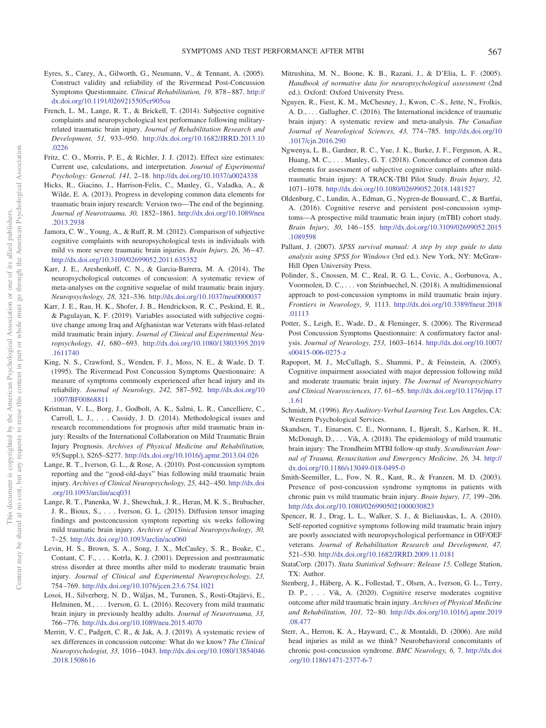Eyres, S., Carey, A., Gilworth, G., Neumann, V., & Tennant, A. (2005). Construct validity and reliability of the Rivermead Post-Concussion Symptoms Questionnaire. *Clinical Rehabilitation, 19,* 878–887. http://dx.doi.org/10.1191/0269215505cr905oa

French, L. M., Lange, R. T., & Brickell, T. (2014). Subjective cognitive complaints and neuropsychological test performance following military-related traumatic brain injury. *Journal of Rehabilitation Research and Development, 51,* 933–950. http://dx.doi.org/10.1682/JRRD.2013.10.0226

Fritz, C. O., Morris, P. E., & Richler, J. J. (2012). Effect size estimates: Current use, calculations, and interpretation. *Journal of Experimental Psychology: General, 141,* 2–18. http://dx.doi.org/10.1037/a0024338

Hicks, R., Giacino, J., Harrison-Felix, C., Manley, G., Valadka, A., & Wilde, E. A. (2013). Progress in developing common data elements for traumatic brain injury research: Version two—The end of the beginning. *Journal of Neurotrauma, 30,* 1852–1861. http://dx.doi.org/10.1089/neu.2013.2938

Jamora, C. W., Young, A., & Ruff, R. M. (2012). Comparison of subjective cognitive complaints with neuropsychological tests in individuals with mild vs more severe traumatic brain injuries. *Brain Injury, 26,* 36–47. http://dx.doi.org/10.3109/02699052.2011.635352

Karr, J. E., Areshenkoff, C. N., & Garcia-Barrera, M. A. (2014). The neuropsychological outcomes of concussion: A systematic review of meta-analyses on the cognitive sequelae of mild traumatic brain injury. *Neuropsychology, 28,* 321–336. http://dx.doi.org/10.1037/neu0000037

Karr, J. E., Rau, H. K., Shofer, J. B., Hendrickson, R. C., Peskind, E. R., & Pagulayan, K. F. (2019). Variables associated with subjective cognitive change among Iraq and Afghanistan war Veterans with blast-related mild traumatic brain injury. *Journal of Clinical and Experimental Neuropsychology, 41,* 680–693. http://dx.doi.org/10.1080/13803395.2019.1611740

King, N. S., Crawford, S., Wenden, F. J., Moss, N. E., & Wade, D. T. (1995). The Rivermead Post Concussion Symptoms Questionnaire: A measure of symptoms commonly experienced after head injury and its reliability. *Journal of Neurology, 242,* 587–592. http://dx.doi.org/10.1007/BF00868811

Kristman, V. L., Borg, J., Godbolt, A. K., Salmi, L. R., Cancelliere, C., Carroll, L. J., . . . Cassidy, J. D. (2014). Methodological issues and research recommendations for prognosis after mild traumatic brain injury: Results of the International Collaboration on Mild Traumatic Brain Injury Prognosis. *Archives of Physical Medicine and Rehabilitation, 95*(Suppl.), S265–S277. http://dx.doi.org/10.1016/j.apmr.2013.04.026

Lange, R. T., Iverson, G. L., & Rose, A. (2010). Post-concussion symptom reporting and the "good-old-days" bias following mild traumatic brain injury. *Archives of Clinical Neuropsychology, 25,* 442–450. http://dx.doi.org/10.1093/arclin/acq031

Lange, R. T., Panenka, W. J., Shewchuk, J. R., Heran, M. K. S., Brubacher, J. R., Bioux, S., . . . Iverson, G. L. (2015). Diffusion tensor imaging findings and postconcussion symptom reporting six weeks following mild traumatic brain injury. *Archives of Clinical Neuropsychology, 30,* 7–25. http://dx.doi.org/10.1093/arclin/acu060

Levin, H. S., Brown, S. A., Song, J. X., McCauley, S. R., Boake, C., Contant, C. F., . . . Kotrla, K. J. (2001). Depression and posttraumatic stress disorder at three months after mild to moderate traumatic brain injury. *Journal of Clinical and Experimental Neuropsychology, 23,* 754–769. http://dx.doi.org/10.1076/jcen.23.6.754.1021

Losoi, H., Silverberg, N. D., Wäljas, M., Turunen, S., Rosti-Otajärvi, E., Helminen, M., . . . Iverson, G. L. (2016). Recovery from mild traumatic brain injury in previously healthy adults. *Journal of Neurotrauma, 33,* 766–776. http://dx.doi.org/10.1089/neu.2015.4070

Merritt, V. C., Padgett, C. R., & Jak, A. J. (2019). A systematic review of sex differences in concussion outcome: What do we know? *The Clinical Neuropsychologist, 33,* 1016–1043. http://dx.doi.org/10.1080/13854046.2018.1508616

Mitrushina, M. N., Boone, K. B., Razani, J., & D'Elia, L. F. (2005). *Handbook of normative data for neuropsychological assessment* (2nd ed.). Oxford: Oxford University Press.

Nguyen, R., Fiest, K. M., McChesney, J., Kwon, C.-S., Jette, N., Frolkis, A. D., . . . Gallagher, C. (2016). The International incidence of traumatic brain injury: A systematic review and meta-analysis. *The Canadian Journal of Neurological Sciences, 43,* 774–785. http://dx.doi.org/10.1017/cjn.2016.290

Ngwenya, L. B., Gardner, R. C., Yue, J. K., Burke, J. F., Ferguson, A. R., Huang, M. C., . . . Manley, G. T. (2018). Concordance of common data elements for assessment of subjective cognitive complaints after mild-traumatic brain injury: A TRACK-TBI Pilot Study. *Brain Injury, 32,* 1071–1078. http://dx.doi.org/10.1080/02699052.2018.1481527

Oldenburg, C., Lundin, A., Edman, G., Nygren-de Boussard, C., & Bartfai, A. (2016). Cognitive reserve and persistent post-concussion symptoms—A prospective mild traumatic brain injury (mTBI) cohort study. *Brain Injury, 30,* 146–155. http://dx.doi.org/10.3109/02699052.2015.1089598

Pallant, J. (2007). *SPSS survival manual: A step by step guide to data analysis using SPSS for Windows* (3rd ed.). New York, NY: McGraw-Hill Open University Press.

Polinder, S., Cnossen, M. C., Real, R. G. L., Covic, A., Gorbunova, A., Voormolen, D. C., . . . von Steinbuechel, N. (2018). A multidimensional approach to post-concussion symptoms in mild traumatic brain injury. *Frontiers in Neurology, 9,* 1113. http://dx.doi.org/10.3389/fneur.2018.01113

Potter, S., Leigh, E., Wade, D., & Fleminger, S. (2006). The Rivermead Post Concussion Symptoms Questionnaire: A confirmatory factor analysis. *Journal of Neurology, 253,* 1603–1614. http://dx.doi.org/10.1007/s00415-006-0275-z

Rapoport, M. J., McCullagh, S., Shammi, P., & Feinstein, A. (2005). Cognitive impairment associated with major depression following mild and moderate traumatic brain injury. *The Journal of Neuropsychiatry and Clinical Neurosciences, 17,* 61–65. http://dx.doi.org/10.1176/jnp.17.1.61

Schmidt, M. (1996). *Rey Auditory-Verbal Learning Test*. Los Angeles, CA: Western Psychological Services.

Skandsen, T., Einarsen, C. E., Normann, I., Bjøralt, S., Karlsen, R. H., McDonagh, D., . . . Vik, A. (2018). The epidemiology of mild traumatic brain injury: The Trondheim MTBI follow-up study. *Scandinavian Journal of Trauma, Resuscitation and Emergency Medicine, 26,* 34. http://dx.doi.org/10.1186/s13049-018-0495-0

Smith-Seemiller, L., Fow, N. R., Kant, R., & Franzen, M. D. (2003). Presence of post-concussion syndrome symptoms in patients with chronic pain vs mild traumatic brain injury. *Brain Injury, 17,* 199–206. http://dx.doi.org/10.1080/0269905021000030823

Spencer, R. J., Drag, L. L., Walker, S. J., & Bieliauskas, L. A. (2010). Self-reported cognitive symptoms following mild traumatic brain injury are poorly associated with neuropsychological performance in OIF/OEF veterans. *Journal of Rehabilitation Research and Development, 47,* 521–530. http://dx.doi.org/10.1682/JRRD.2009.11.0181

StataCorp. (2017). *Stata Statistical Software: Release 15*. College Station, TX: Author.

Stenberg, J., Håberg, A. K., Follestad, T., Olsen, A., Iverson, G. L., Terry, D. P., . . . Vik, A. (2020). Cognitive reserve moderates cognitive outcome after mild traumatic brain injury. *Archives of Physical Medicine and Rehabilitation, 101,* 72–80. http://dx.doi.org/10.1016/j.apmr.2019.08.477

Sterr, A., Herron, K. A., Hayward, C., & Montaldi, D. (2006). Are mild head injuries as mild as we think? Neurobehavioral concomitants of chronic post-concussion syndrome. *BMC Neurology, 6,* 7. http://dx.doi.org/10.1186/1471-2377-6-7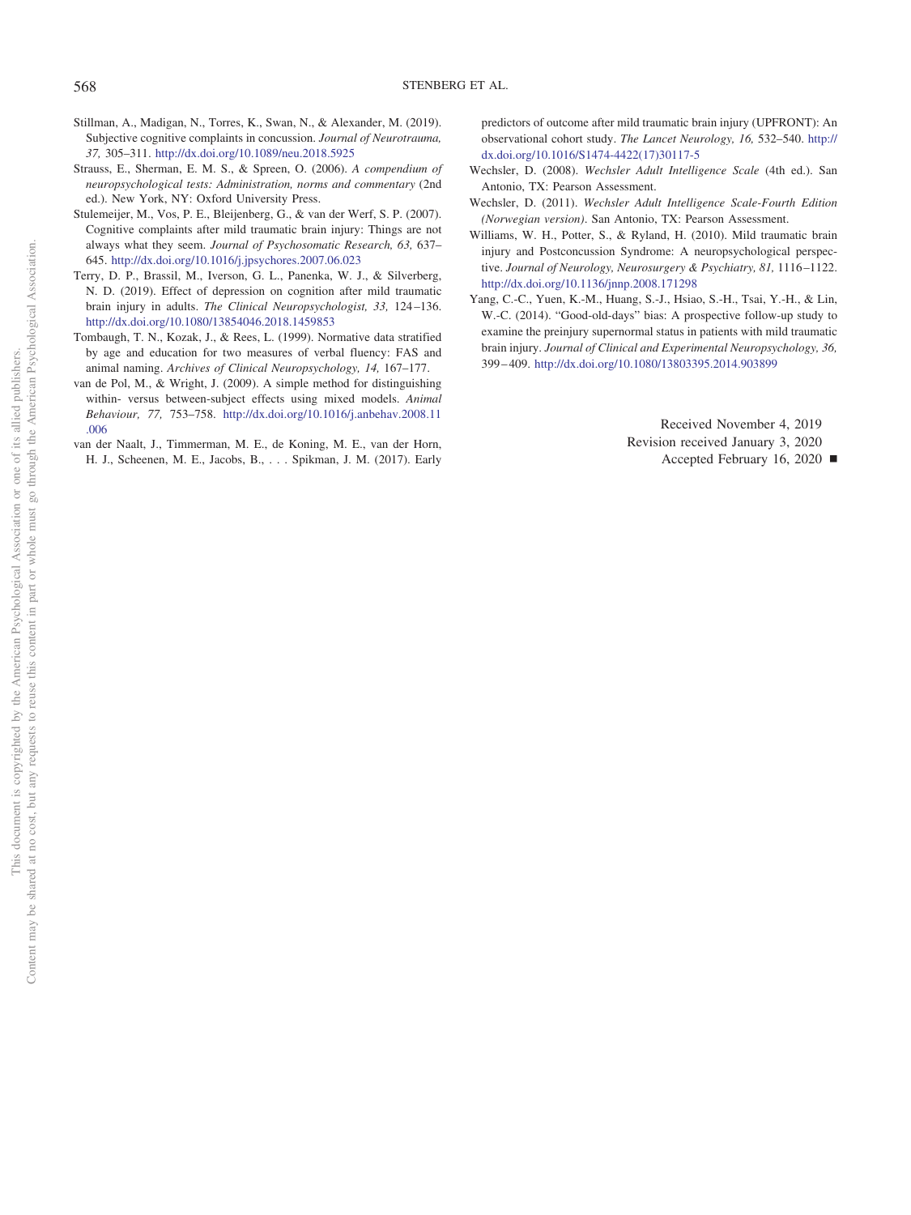Stillman, A., Madigan, N., Torres, K., Swan, N., & Alexander, M. (2019). Subjective cognitive complaints in concussion. *Journal of Neurotrauma, 37,* 305–311. http://dx.doi.org/10.1089/neu.2018.5925

Strauss, E., Sherman, E. M. S., & Spreen, O. (2006). *A compendium of neuropsychological tests: Administration, norms and commentary* (2nd ed.). New York, NY: Oxford University Press.

Stulemeijer, M., Vos, P. E., Bleijenberg, G., & van der Werf, S. P. (2007). Cognitive complaints after mild traumatic brain injury: Things are not always what they seem. *Journal of Psychosomatic Research, 63,* 637–645. http://dx.doi.org/10.1016/j.jpsychores.2007.06.023

Terry, D. P., Brassil, M., Iverson, G. L., Panenka, W. J., & Silverberg, N. D. (2019). Effect of depression on cognition after mild traumatic brain injury in adults. *The Clinical Neuropsychologist, 33,* 124–136. http://dx.doi.org/10.1080/13854046.2018.1459853

Tombaugh, T. N., Kozak, J., & Rees, L. (1999). Normative data stratified by age and education for two measures of verbal fluency: FAS and animal naming. *Archives of Clinical Neuropsychology, 14,* 167–177.

van de Pol, M., & Wright, J. (2009). A simple method for distinguishing within- versus between-subject effects using mixed models. *Animal Behaviour, 77,* 753–758. http://dx.doi.org/10.1016/j.anbehav.2008.11.006

van der Naalt, J., Timmerman, M. E., de Koning, M. E., van der Horn, H. J., Scheenen, M. E., Jacobs, B., . . . Spikman, J. M. (2017). Early predictors of outcome after mild traumatic brain injury (UPFRONT): An observational cohort study. *The Lancet Neurology, 16,* 532–540. http://dx.doi.org/10.1016/S1474-4422(17)30117-5

Wechsler, D. (2008). *Wechsler Adult Intelligence Scale* (4th ed.). San Antonio, TX: Pearson Assessment.

Wechsler, D. (2011). *Wechsler Adult Intelligence Scale-Fourth Edition (Norwegian version)*. San Antonio, TX: Pearson Assessment.

Williams, W. H., Potter, S., & Ryland, H. (2010). Mild traumatic brain injury and Postconcussion Syndrome: A neuropsychological perspective. *Journal of Neurology, Neurosurgery & Psychiatry, 81,* 1116–1122. http://dx.doi.org/10.1136/jnnp.2008.171298

Yang, C.-C., Yuen, K.-M., Huang, S.-J., Hsiao, S.-H., Tsai, Y.-H., & Lin, W.-C. (2014). "Good-old-days" bias: A prospective follow-up study to examine the preinjury supernormal status in patients with mild traumatic brain injury. *Journal of Clinical and Experimental Neuropsychology, 36,* 399–409. http://dx.doi.org/10.1080/13803395.2014.903899

Received November 4, 2019
Revision received January 3, 2020
Accepted February 16, 2020 ■